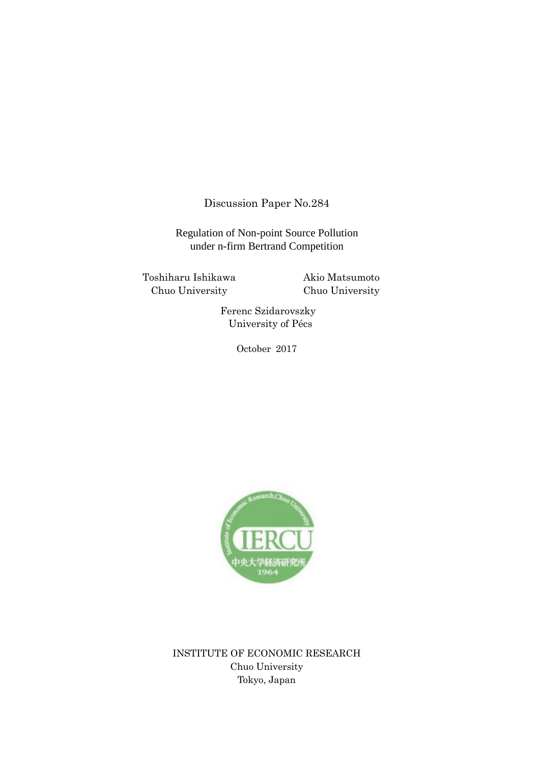Discussion Paper No.284

# Regulation of Non-point Source Pollution under n-firm Bertrand Competition

Toshiharu Ishikawa
Chuo University

Akio Matsumoto
Chuo University

Ferenc Szidarovszky
University of Pécs

October 2017

INSTITUTE OF ECONOMIC RESEARCH
Chuo University
Tokyo, Japan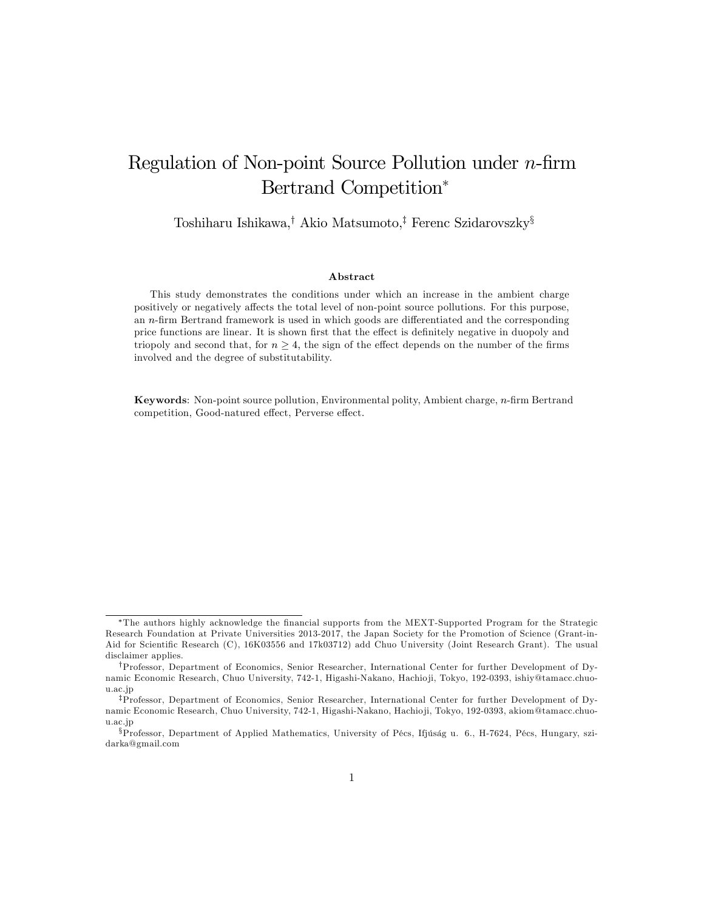# Regulation of Non-point Source Pollution under $n$-firm Bertrand Competition*

Toshiharu Ishikawa,† Akio Matsumoto,‡ Ferenc Szidarovszky§

### Abstract

This study demonstrates the conditions under which an increase in the ambient charge positively or negatively affects the total level of non-point source pollutions. For this purpose, an $n$-firm Bertrand framework is used in which goods are differentiated and the corresponding price functions are linear. It is shown first that the effect is definitely negative in duopoly and triopoly and second that, for $n \geq 4$, the sign of the effect depends on the number of the firms involved and the degree of substitutability.

**Keywords**: Non-point source pollution, Environmental polity, Ambient charge, $n$-firm Bertrand competition, Good-natured effect, Perverse effect.

---

*The authors highly acknowledge the financial supports from the MEXT-Supported Program for the Strategic Research Foundation at Private Universities 2013-2017, the Japan Society for the Promotion of Science (Grant-in-Aid for Scientific Research (C), 16K03556 and 17k03712) add Chuo University (Joint Research Grant). The usual disclaimer applies.

†Professor, Department of Economics, Senior Researcher, International Center for further Development of Dynamic Economic Research, Chuo University, 742-1, Higashi-Nakano, Hachioji, Tokyo, 192-0393, ishiy@tamacc.chuo-u.ac.jp

‡Professor, Department of Economics, Senior Researcher, International Center for further Development of Dynamic Economic Research, Chuo University, 742-1, Higashi-Nakano, Hachioji, Tokyo, 192-0393, akiom@tamacc.chuo-u.ac.jp

§Professor, Department of Applied Mathematics, University of Pécs, Ifjúság u. 6., H-7624, Pécs, Hungary, szidarka@gmail.com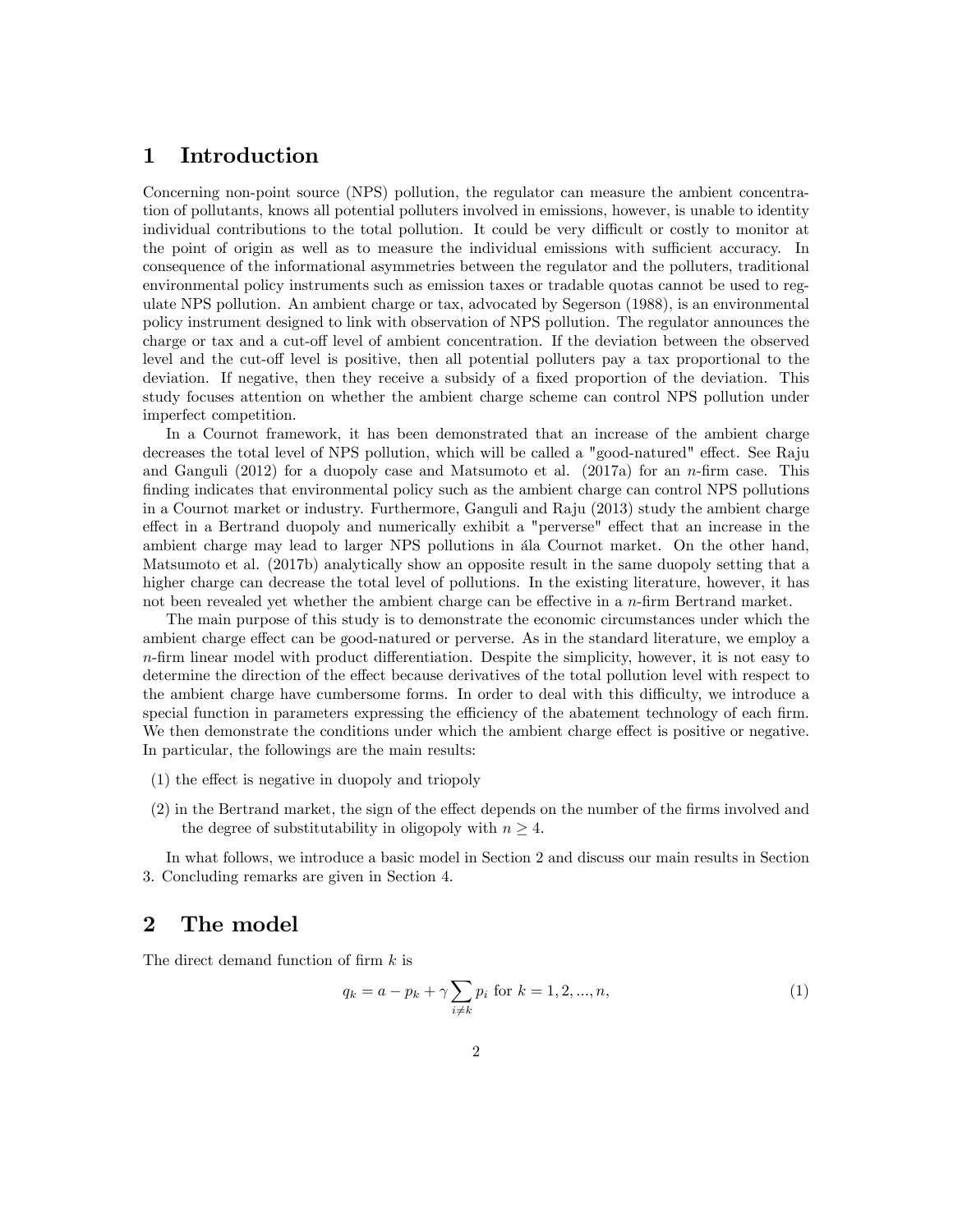# 1 Introduction

Concerning non-point source (NPS) pollution, the regulator can measure the ambient concentration of pollutants, knows all potential polluters involved in emissions, however, is unable to identity individual contributions to the total pollution. It could be very difficult or costly to monitor at the point of origin as well as to measure the individual emissions with sufficient accuracy. In consequence of the informational asymmetries between the regulator and the polluters, traditional environmental policy instruments such as emission taxes or tradable quotas cannot be used to regulate NPS pollution. An ambient charge or tax, advocated by Segerson (1988), is an environmental policy instrument designed to link with observation of NPS pollution. The regulator announces the charge or tax and a cut-off level of ambient concentration. If the deviation between the observed level and the cut-off level is positive, then all potential polluters pay a tax proportional to the deviation. If negative, then they receive a subsidy of a fixed proportion of the deviation. This study focuses attention on whether the ambient charge scheme can control NPS pollution under imperfect competition.

In a Cournot framework, it has been demonstrated that an increase of the ambient charge decreases the total level of NPS pollution, which will be called a "good-natured" effect. See Raju and Ganguli (2012) for a duopoly case and Matsumoto et al. (2017a) for an $n$-firm case. This finding indicates that environmental policy such as the ambient charge can control NPS pollutions in a Cournot market or industry. Furthermore, Ganguli and Raju (2013) study the ambient charge effect in a Bertrand duopoly and numerically exhibit a "perverse" effect that an increase in the ambient charge may lead to larger NPS pollutions in ála Cournot market. On the other hand, Matsumoto et al. (2017b) analytically show an opposite result in the same duopoly setting that a higher charge can decrease the total level of pollutions. In the existing literature, however, it has not been revealed yet whether the ambient charge can be effective in a $n$-firm Bertrand market.

The main purpose of this study is to demonstrate the economic circumstances under which the ambient charge effect can be good-natured or perverse. As in the standard literature, we employ a $n$-firm linear model with product differentiation. Despite the simplicity, however, it is not easy to determine the direction of the effect because derivatives of the total pollution level with respect to the ambient charge have cumbersome forms. In order to deal with this difficulty, we introduce a special function in parameters expressing the efficiency of the abatement technology of each firm. We then demonstrate the conditions under which the ambient charge effect is positive or negative. In particular, the followings are the main results:

(1) the effect is negative in duopoly and triopoly

(2) in the Bertrand market, the sign of the effect depends on the number of the firms involved and the degree of substitutability in oligopoly with $n \geq 4$.

In what follows, we introduce a basic model in Section 2 and discuss our main results in Section 3. Concluding remarks are given in Section 4.

# 2 The model

The direct demand function of firm $k$ is

$$q_k = a - p_k + \gamma \sum_{i \neq k} p_i \text{ for } k = 1, 2, ..., n, \tag{1}$$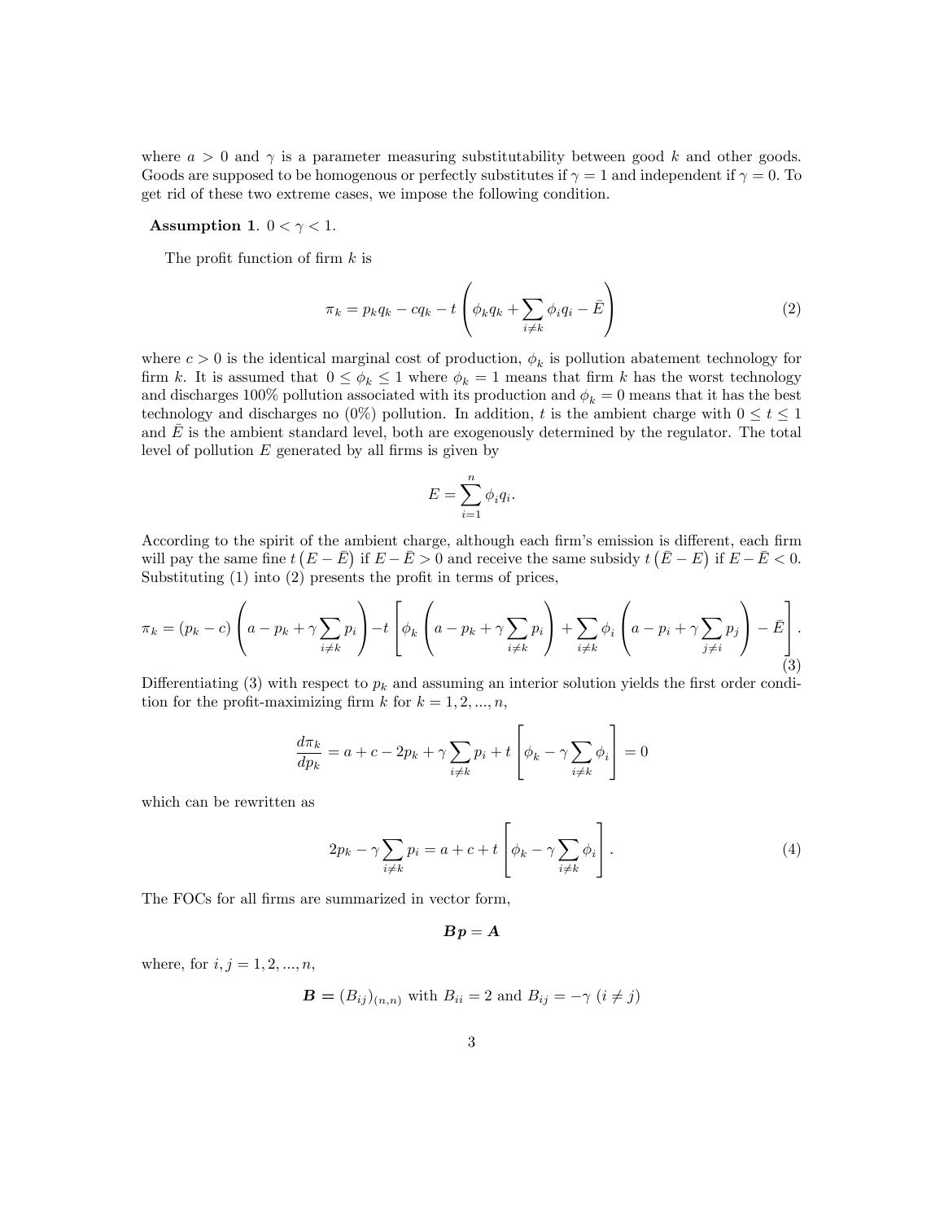where $a > 0$ and $\gamma$ is a parameter measuring substitutability between good $k$ and other goods. Goods are supposed to be homogenous or perfectly substitutes if $\gamma = 1$ and independent if $\gamma = 0$. To get rid of these two extreme cases, we impose the following condition.

**Assumption 1**. $0 < \gamma < 1$.

The profit function of firm $k$ is

$$\pi_k = p_k q_k - c q_k - t \left( \phi_k q_k + \sum_{i \neq k} \phi_i q_i - \bar{E} \right) \tag{2}$$

where $c > 0$ is the identical marginal cost of production, $\phi_k$ is pollution abatement technology for firm $k$. It is assumed that $0 \leq \phi_k \leq 1$ where $\phi_k = 1$ means that firm $k$ has the worst technology and discharges 100% pollution associated with its production and $\phi_k = 0$ means that it has the best technology and discharges no (0%) pollution. In addition, $t$ is the ambient charge with $0 \leq t \leq 1$ and $\bar{E}$ is the ambient standard level, both are exogenously determined by the regulator. The total level of pollution $E$ generated by all firms is given by

$$E = \sum_{i=1}^{n} \phi_i q_i.$$

According to the spirit of the ambient charge, although each firm's emission is different, each firm will pay the same fine $t \left( E - \bar{E} \right)$ if $E - \bar{E} > 0$ and receive the same subsidy $t \left( \bar{E} - E \right)$ if $E - \bar{E} < 0$. Substituting (1) into (2) presents the profit in terms of prices,

$$\pi_k = (p_k - c) \left( a - p_k + \gamma \sum_{i \neq k} p_i \right) - t \left[ \phi_k \left( a - p_k + \gamma \sum_{i \neq k} p_i \right) + \sum_{i \neq k} \phi_i \left( a - p_i + \gamma \sum_{j \neq i} p_j \right) - \bar{E} \right]. \tag{3}$$

Differentiating (3) with respect to $p_k$ and assuming an interior solution yields the first order condition for the profit-maximizing firm $k$ for $k = 1, 2, ..., n$,

$$\frac{d\pi_k}{dp_k} = a + c - 2p_k + \gamma \sum_{i \neq k} p_i + t \left[ \phi_k - \gamma \sum_{i \neq k} \phi_i \right] = 0$$

which can be rewritten as

$$2p_k - \gamma \sum_{i \neq k} p_i = a + c + t \left[ \phi_k - \gamma \sum_{i \neq k} \phi_i \right]. \tag{4}$$

The FOCs for all firms are summarized in vector form,

$$\boldsymbol{B}\boldsymbol{p} = \boldsymbol{A}$$

where, for $i, j = 1, 2, ..., n$,

$$\boldsymbol{B} = (B_{ij})_{(n,n)} \text{ with } B_{ii} = 2 \text{ and } B_{ij} = -\gamma \ (i \neq j)$$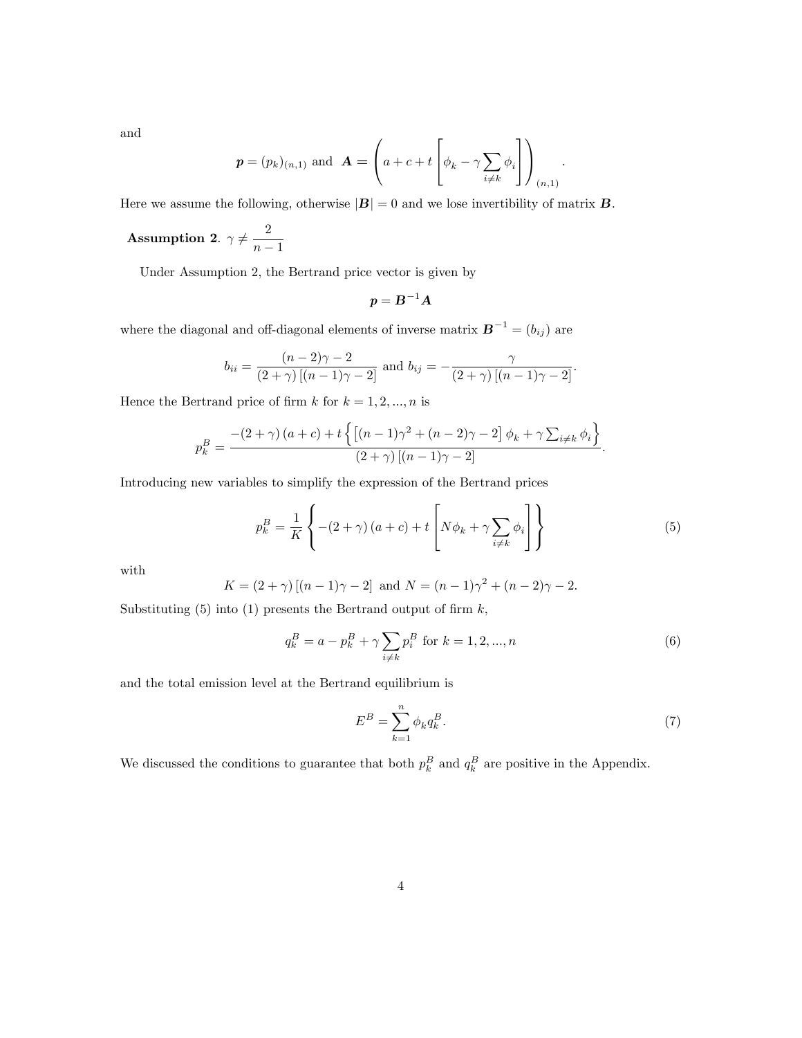and

$$\boldsymbol{p} = (p_k)_{(n,1)} \text{ and } \boldsymbol{A} = \left( a + c + t \left[ \phi_k - \gamma \sum_{i \neq k} \phi_i \right] \right)_{(n,1)}.$$

Here we assume the following, otherwise $|\boldsymbol{B}| = 0$ and we lose invertibility of matrix $\boldsymbol{B}$.

**Assumption 2**. $\gamma \neq \dfrac{2}{n-1}$

Under Assumption 2, the Bertrand price vector is given by

$$\boldsymbol{p} = \boldsymbol{B}^{-1} \boldsymbol{A}$$

where the diagonal and off-diagonal elements of inverse matrix $\boldsymbol{B}^{-1} = (b_{ij})$ are

$$b_{ii} = \frac{(n-2)\gamma - 2}{(2+\gamma)\left[(n-1)\gamma - 2\right]} \text{ and } b_{ij} = -\frac{\gamma}{(2+\gamma)\left[(n-1)\gamma - 2\right]}.$$

Hence the Bertrand price of firm $k$ for $k = 1, 2, ..., n$ is

$$p_k^B = \frac{-(2+\gamma)(a+c) + t\left\{ \left[(n-1)\gamma^2 + (n-2)\gamma - 2\right] \phi_k + \gamma \sum_{i \neq k} \phi_i \right\}}{(2+\gamma)\left[(n-1)\gamma - 2\right]}.$$

Introducing new variables to simplify the expression of the Bertrand prices

$$p_k^B = \frac{1}{K} \left\{ -(2+\gamma)(a+c) + t \left[ N\phi_k + \gamma \sum_{i \neq k} \phi_i \right] \right\} \tag{5}$$

with

$$K = (2+\gamma)\left[(n-1)\gamma - 2\right] \text{ and } N = (n-1)\gamma^2 + (n-2)\gamma - 2.$$

Substituting (5) into (1) presents the Bertrand output of firm $k$,

$$q_k^B = a - p_k^B + \gamma \sum_{i \neq k} p_i^B \text{ for } k = 1, 2, ..., n \tag{6}$$

and the total emission level at the Bertrand equilibrium is

$$E^B = \sum_{k=1}^{n} \phi_k q_k^B. \tag{7}$$

We discussed the conditions to guarantee that both $p_k^B$ and $q_k^B$ are positive in the Appendix.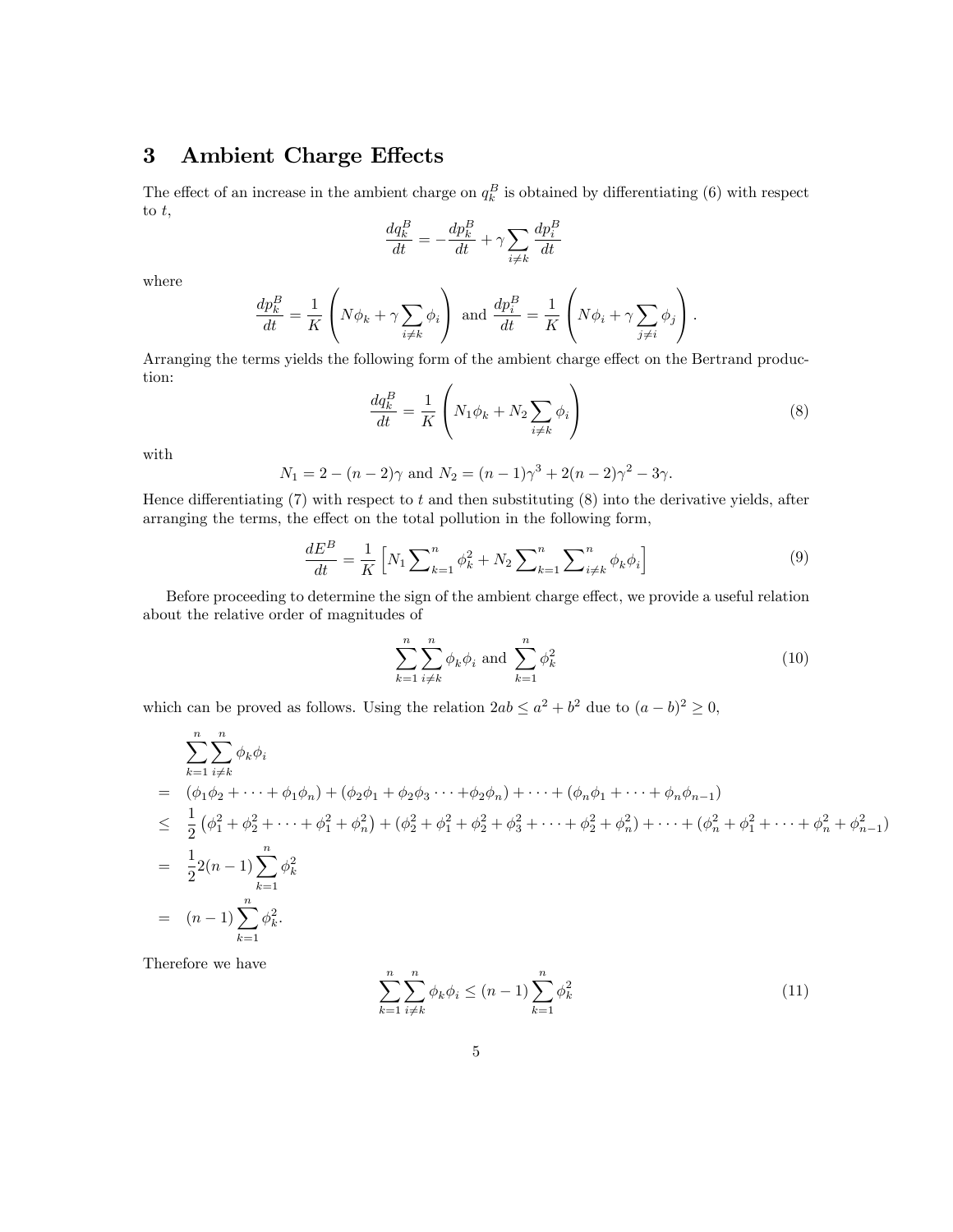## 3 Ambient Charge Effects

The effect of an increase in the ambient charge on $q_k^B$ is obtained by differentiating (6) with respect to $t$,

$$\frac{dq_k^B}{dt} = -\frac{dp_k^B}{dt} + \gamma \sum_{i \neq k} \frac{dp_i^B}{dt}$$

where

$$\frac{dp_k^B}{dt} = \frac{1}{K}\left( N\phi_k + \gamma \sum_{i \neq k} \phi_i \right) \text{ and } \frac{dp_i^B}{dt} = \frac{1}{K}\left( N\phi_i + \gamma \sum_{j \neq i} \phi_j \right).$$

Arranging the terms yields the following form of the ambient charge effect on the Bertrand production:

$$\frac{dq_k^B}{dt} = \frac{1}{K}\left( N_1 \phi_k + N_2 \sum_{i \neq k} \phi_i \right) \tag{8}$$

with

$$N_1 = 2 - (n-2)\gamma \text{ and } N_2 = (n-1)\gamma^3 + 2(n-2)\gamma^2 - 3\gamma.$$

Hence differentiating (7) with respect to $t$ and then substituting (8) into the derivative yields, after arranging the terms, the effect on the total pollution in the following form,

$$\frac{dE^B}{dt} = \frac{1}{K}\left[ N_1 \sum\nolimits_{k=1}^n \phi_k^2 + N_2 \sum\nolimits_{k=1}^n \sum\nolimits_{i \neq k}^n \phi_k \phi_i \right] \tag{9}$$

Before proceeding to determine the sign of the ambient charge effect, we provide a useful relation about the relative order of magnitudes of

$$\sum_{k=1}^n \sum_{i \neq k}^n \phi_k \phi_i \text{ and } \sum_{k=1}^n \phi_k^2 \tag{10}$$

which can be proved as follows. Using the relation $2ab \leq a^2 + b^2$ due to $(a-b)^2 \geq 0$,

$$\begin{aligned}
& \sum_{k=1}^n \sum_{i \neq k}^n \phi_k \phi_i \\
= \; & (\phi_1\phi_2 + \cdots + \phi_1\phi_n) + (\phi_2\phi_1 + \phi_2\phi_3 \cdots + \phi_2\phi_n) + \cdots + (\phi_n\phi_1 + \cdots + \phi_n\phi_{n-1}) \\
\leq \; & \frac{1}{2}\left(\phi_1^2 + \phi_2^2 + \cdots + \phi_1^2 + \phi_n^2\right) + \left(\phi_2^2 + \phi_1^2 + \phi_2^2 + \phi_3^2 + \cdots + \phi_2^2 + \phi_n^2\right) + \cdots + \left(\phi_n^2 + \phi_1^2 + \cdots + \phi_n^2 + \phi_{n-1}^2\right) \\
= \; & \frac{1}{2} 2(n-1) \sum_{k=1}^n \phi_k^2 \\
= \; & (n-1) \sum_{k=1}^n \phi_k^2.
\end{aligned}$$

Therefore we have

$$\sum_{k=1}^n \sum_{i \neq k}^n \phi_k \phi_i \leq (n-1) \sum_{k=1}^n \phi_k^2 \tag{11}$$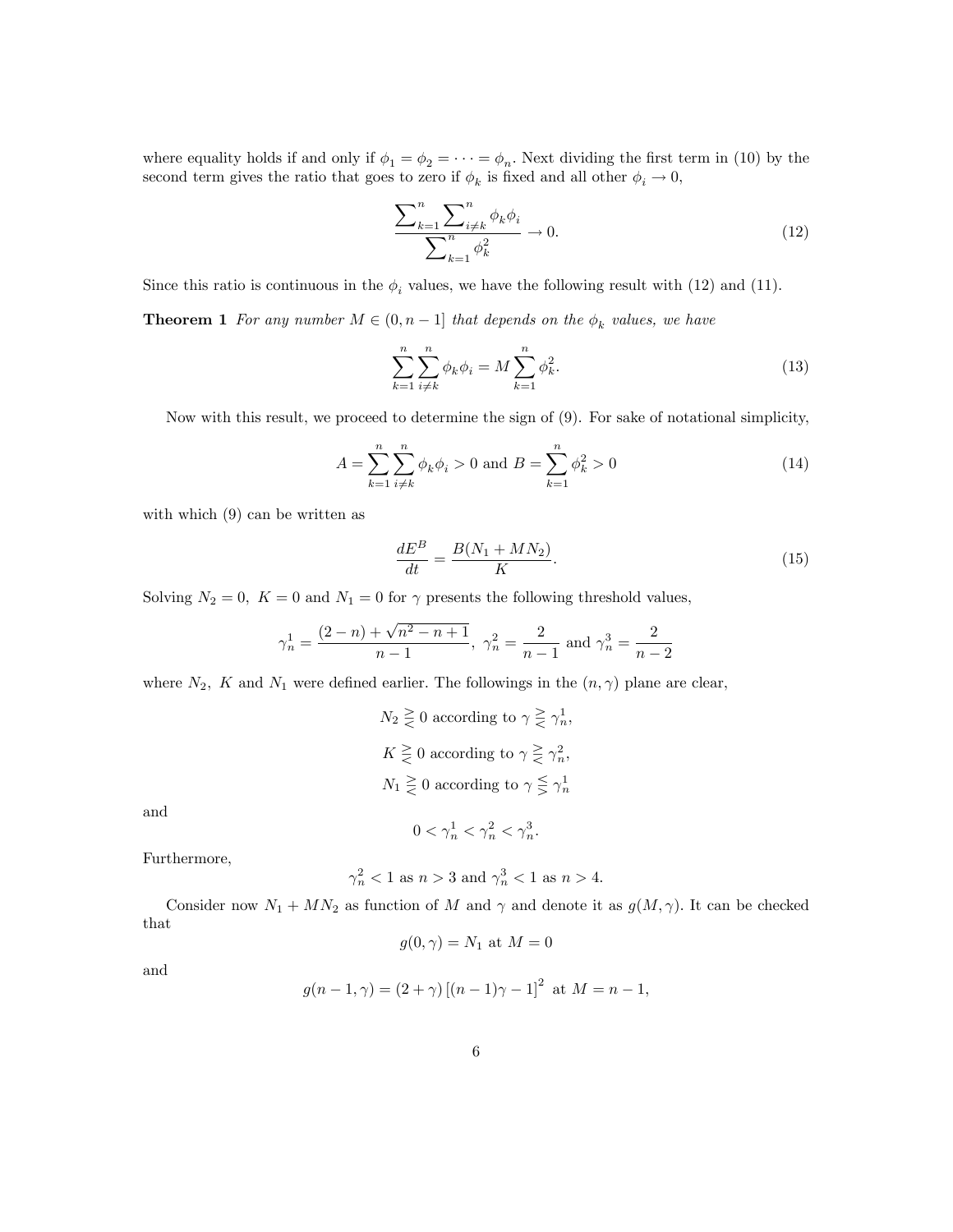where equality holds if and only if $\phi_1 = \phi_2 = \cdots = \phi_n$. Next dividing the first term in (10) by the second term gives the ratio that goes to zero if $\phi_k$ is fixed and all other $\phi_i \to 0$,

$$\frac{\sum_{k=1}^{n} \sum_{i \neq k}^{n} \phi_k \phi_i}{\sum_{k=1}^{n} \phi_k^2} \to 0. \tag{12}$$

Since this ratio is continuous in the $\phi_i$ values, we have the following result with (12) and (11).

**Theorem 1** *For any number $M \in (0, n-1]$ that depends on the $\phi_k$ values, we have*

$$\sum_{k=1}^{n} \sum_{i \neq k}^{n} \phi_k \phi_i = M \sum_{k=1}^{n} \phi_k^2. \tag{13}$$

Now with this result, we proceed to determine the sign of (9). For sake of notational simplicity,

$$A = \sum_{k=1}^{n} \sum_{i \neq k}^{n} \phi_k \phi_i > 0 \text{ and } B = \sum_{k=1}^{n} \phi_k^2 > 0 \tag{14}$$

with which (9) can be written as

$$\frac{dE^B}{dt} = \frac{B(N_1 + MN_2)}{K}. \tag{15}$$

Solving $N_2 = 0,\ K = 0$ and $N_1 = 0$ for $\gamma$ presents the following threshold values,

$$\gamma_n^1 = \frac{(2-n) + \sqrt{n^2 - n + 1}}{n-1},\ \gamma_n^2 = \frac{2}{n-1} \text{ and } \gamma_n^3 = \frac{2}{n-2}$$

where $N_2,\ K$ and $N_1$ were defined earlier. The followings in the $(n, \gamma)$ plane are clear,

$$N_2 \gtreqless 0 \text{ according to } \gamma \gtreqless \gamma_n^1,$$

$$K \gtreqless 0 \text{ according to } \gamma \gtreqless \gamma_n^2,$$

$$N_1 \gtreqless 0 \text{ according to } \gamma \lesseqgtr \gamma_n^1$$

and

$$0 < \gamma_n^1 < \gamma_n^2 < \gamma_n^3.$$

Furthermore,

$$\gamma_n^2 < 1 \text{ as } n > 3 \text{ and } \gamma_n^3 < 1 \text{ as } n > 4.$$

Consider now $N_1 + MN_2$ as function of $M$ and $\gamma$ and denote it as $g(M, \gamma)$. It can be checked that

$$g(0, \gamma) = N_1 \text{ at } M = 0$$

and

$$g(n-1, \gamma) = (2 + \gamma)\left[(n-1)\gamma - 1\right]^2 \text{ at } M = n-1,$$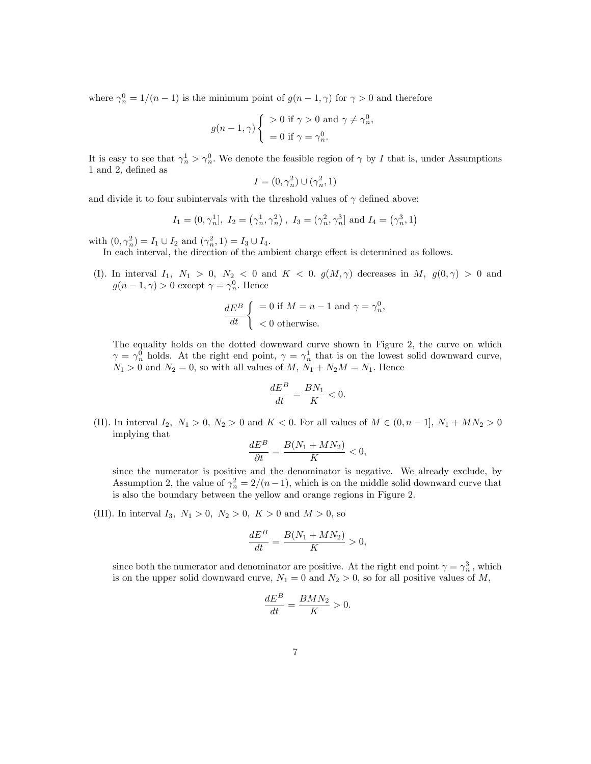where $\gamma_n^0 = 1/(n-1)$ is the minimum point of $g(n-1, \gamma)$ for $\gamma > 0$ and therefore

$$g(n-1,\gamma)\begin{cases} > 0 \text{ if } \gamma > 0 \text{ and } \gamma \neq \gamma_n^0, \\ = 0 \text{ if } \gamma = \gamma_n^0. \end{cases}$$

It is easy to see that $\gamma_n^1 > \gamma_n^0$. We denote the feasible region of $\gamma$ by $I$ that is, under Assumptions 1 and 2, defined as

$$I = (0, \gamma_n^2) \cup (\gamma_n^2, 1)$$

and divide it to four subintervals with the threshold values of $\gamma$ defined above:

$$I_1 = (0, \gamma_n^1],\ I_2 = \left(\gamma_n^1, \gamma_n^2\right),\ I_3 = (\gamma_n^2, \gamma_n^3] \text{ and } I_4 = \left(\gamma_n^3, 1\right)$$

with $(0, \gamma_n^2) = I_1 \cup I_2$ and $(\gamma_n^2, 1) = I_3 \cup I_4$.

In each interval, the direction of the ambient charge effect is determined as follows.

(I). In interval $I_1$, $N_1 > 0$, $N_2 < 0$ and $K < 0$. $g(M, \gamma)$ decreases in $M$, $g(0, \gamma) > 0$ and $g(n-1, \gamma) > 0$ except $\gamma = \gamma_n^0$. Hence

$$\frac{dE^B}{dt}\begin{cases} = 0 \text{ if } M = n-1 \text{ and } \gamma = \gamma_n^0, \\ < 0 \text{ otherwise.} \end{cases}$$

The equality holds on the dotted downward curve shown in Figure 2, the curve on which $\gamma = \gamma_n^0$ holds. At the right end point, $\gamma = \gamma_n^1$ that is on the lowest solid downward curve, $N_1 > 0$ and $N_2 = 0$, so with all values of $M$, $N_1 + N_2 M = N_1$. Hence

$$\frac{dE^B}{dt} = \frac{BN_1}{K} < 0.$$

(II). In interval $I_2$, $N_1 > 0$, $N_2 > 0$ and $K < 0$. For all values of $M \in (0, n-1]$, $N_1 + MN_2 > 0$ implying that

$$\frac{dE^B}{\partial t} = \frac{B(N_1 + MN_2)}{K} < 0,$$

since the numerator is positive and the denominator is negative. We already exclude, by Assumption 2, the value of $\gamma_n^2 = 2/(n-1)$, which is on the middle solid downward curve that is also the boundary between the yellow and orange regions in Figure 2.

(III). In interval $I_3$, $N_1 > 0$, $N_2 > 0$, $K > 0$ and $M > 0$, so

$$\frac{dE^B}{dt} = \frac{B(N_1 + MN_2)}{K} > 0,$$

since both the numerator and denominator are positive. At the right end point $\gamma = \gamma_n^3$, which is on the upper solid downward curve, $N_1 = 0$ and $N_2 > 0$, so for all positive values of $M$,

$$\frac{dE^B}{dt} = \frac{BMN_2}{K} > 0.$$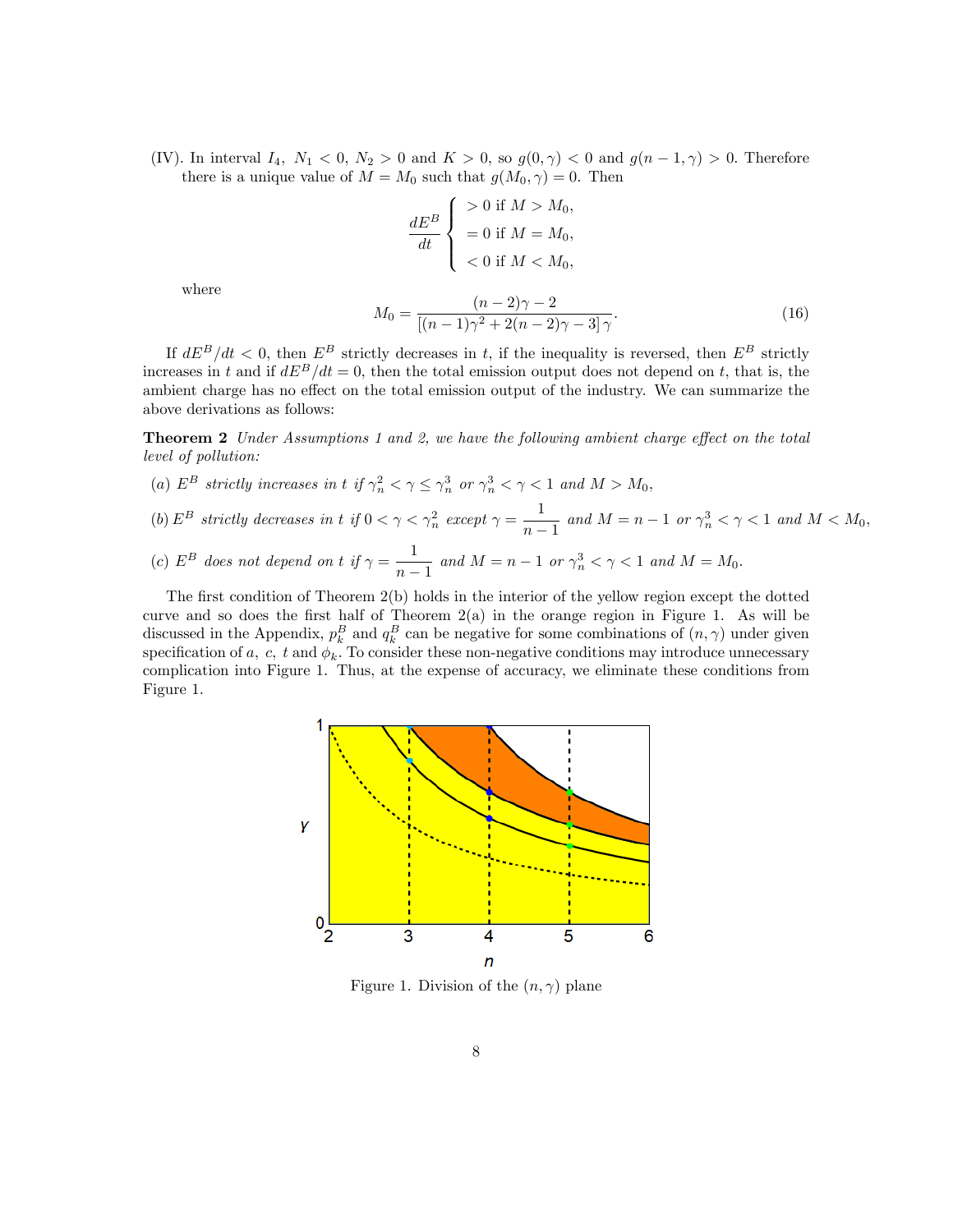(IV). In interval $I_4$, $N_1 < 0$, $N_2 > 0$ and $K > 0$, so $g(0, \gamma) < 0$ and $g(n-1, \gamma) > 0$. Therefore there is a unique value of $M = M_0$ such that $g(M_0, \gamma) = 0$. Then

$$\frac{dE^B}{dt} \begin{cases} > 0 \text{ if } M > M_0, \\ = 0 \text{ if } M = M_0, \\ < 0 \text{ if } M < M_0, \end{cases}$$

where

$$M_0 = \frac{(n-2)\gamma - 2}{\left[(n-1)\gamma^2 + 2(n-2)\gamma - 3\right]\gamma}. \tag{16}$$

If $dE^B/dt < 0$, then $E^B$ strictly decreases in $t$, if the inequality is reversed, then $E^B$ strictly increases in $t$ and if $dE^B/dt = 0$, then the total emission output does not depend on $t$, that is, the ambient charge has no effect on the total emission output of the industry. We can summarize the above derivations as follows:

**Theorem 2** *Under Assumptions 1 and 2, we have the following ambient charge effect on the total level of pollution:*

*(a)* $E^B$ *strictly increases in* $t$ *if* $\gamma_n^2 < \gamma \leq \gamma_n^3$ *or* $\gamma_n^3 < \gamma < 1$ *and* $M > M_0$,

*(b)* $E^B$ *strictly decreases in* $t$ *if* $0 < \gamma < \gamma_n^2$ *except* $\gamma = \dfrac{1}{n-1}$ *and* $M = n-1$ *or* $\gamma_n^3 < \gamma < 1$ *and* $M < M_0$,

*(c)* $E^B$ *does not depend on* $t$ *if* $\gamma = \dfrac{1}{n-1}$ *and* $M = n-1$ *or* $\gamma_n^3 < \gamma < 1$ *and* $M = M_0$.

The first condition of Theorem 2(b) holds in the interior of the yellow region except the dotted curve and so does the first half of Theorem 2(a) in the orange region in Figure 1. As will be discussed in the Appendix, $p_k^B$ and $q_k^B$ can be negative for some combinations of $(n, \gamma)$ under given specification of $a$, $c$, $t$ and $\phi_k$. To consider these non-negative conditions may introduce unnecessary complication into Figure 1. Thus, at the expense of accuracy, we eliminate these conditions from Figure 1.

Figure 1. Division of the $(n, \gamma)$ plane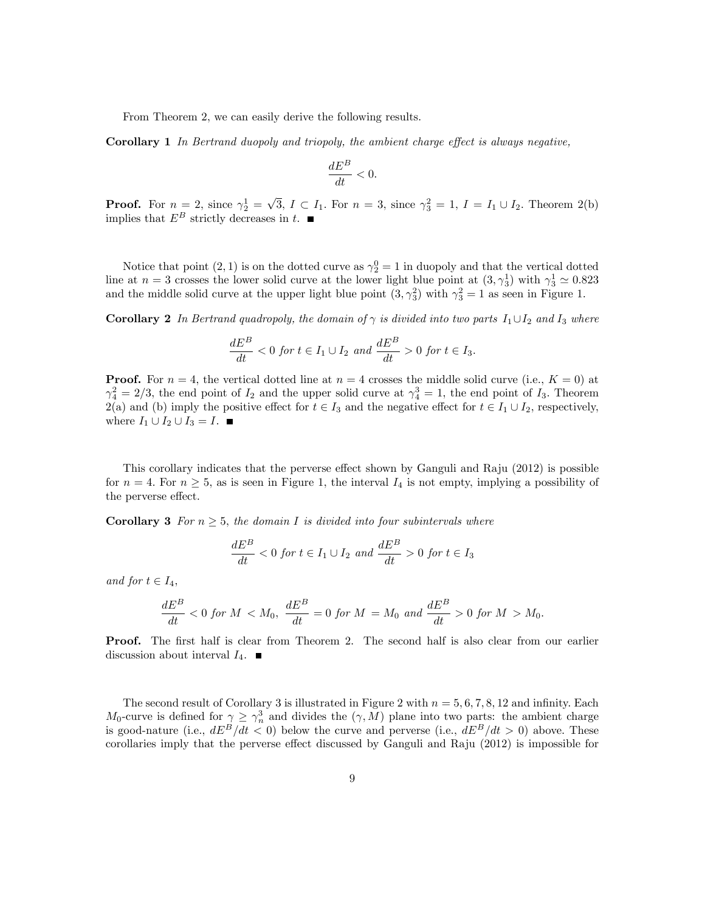From Theorem 2, we can easily derive the following results.

**Corollary 1** *In Bertrand duopoly and triopoly, the ambient charge effect is always negative,*

$$\frac{dE^B}{dt} < 0.$$

**Proof.** For $n = 2$, since $\gamma_2^1 = \sqrt{3}$, $I \subset I_1$. For $n = 3$, since $\gamma_3^2 = 1$, $I = I_1 \cup I_2$. Theorem 2(b) implies that $E^B$ strictly decreases in $t$. ■

Notice that point $(2, 1)$ is on the dotted curve as $\gamma_2^0 = 1$ in duopoly and that the vertical dotted line at $n = 3$ crosses the lower solid curve at the lower light blue point at $(3, \gamma_3^1)$ with $\gamma_3^1 \simeq 0.823$ and the middle solid curve at the upper light blue point $(3, \gamma_3^2)$ with $\gamma_3^2 = 1$ as seen in Figure 1.

**Corollary 2** *In Bertrand quadropoly, the domain of $\gamma$ is divided into two parts $I_1 \cup I_2$ and $I_3$ where*

$$\frac{dE^B}{dt} < 0 \text{ for } t \in I_1 \cup I_2 \text{ and } \frac{dE^B}{dt} > 0 \text{ for } t \in I_3.$$

**Proof.** For $n = 4$, the vertical dotted line at $n = 4$ crosses the middle solid curve (i.e., $K = 0$) at $\gamma_4^2 = 2/3$, the end point of $I_2$ and the upper solid curve at $\gamma_4^3 = 1$, the end point of $I_3$. Theorem 2(a) and (b) imply the positive effect for $t \in I_3$ and the negative effect for $t \in I_1 \cup I_2$, respectively, where $I_1 \cup I_2 \cup I_3 = I$. ■

This corollary indicates that the perverse effect shown by Ganguli and Raju (2012) is possible for $n = 4$. For $n \geq 5$, as is seen in Figure 1, the interval $I_4$ is not empty, implying a possibility of the perverse effect.

**Corollary 3** *For $n \geq 5$, the domain $I$ is divided into four subintervals where*

$$\frac{dE^B}{dt} < 0 \text{ for } t \in I_1 \cup I_2 \text{ and } \frac{dE^B}{dt} > 0 \text{ for } t \in I_3$$

*and for $t \in I_4$,*

$$\frac{dE^B}{dt} < 0 \text{ for } M < M_0, \; \frac{dE^B}{dt} = 0 \text{ for } M = M_0 \text{ and } \frac{dE^B}{dt} > 0 \text{ for } M > M_0.$$

**Proof.** The first half is clear from Theorem 2. The second half is also clear from our earlier discussion about interval $I_4$. ■

The second result of Corollary 3 is illustrated in Figure 2 with $n = 5, 6, 7, 8, 12$ and infinity. Each $M_0$-curve is defined for $\gamma \geq \gamma_n^3$ and divides the $(\gamma, M)$ plane into two parts: the ambient charge is good-nature (i.e., $dE^B/dt < 0$) below the curve and perverse (i.e., $dE^B/dt > 0$) above. These corollaries imply that the perverse effect discussed by Ganguli and Raju (2012) is impossible for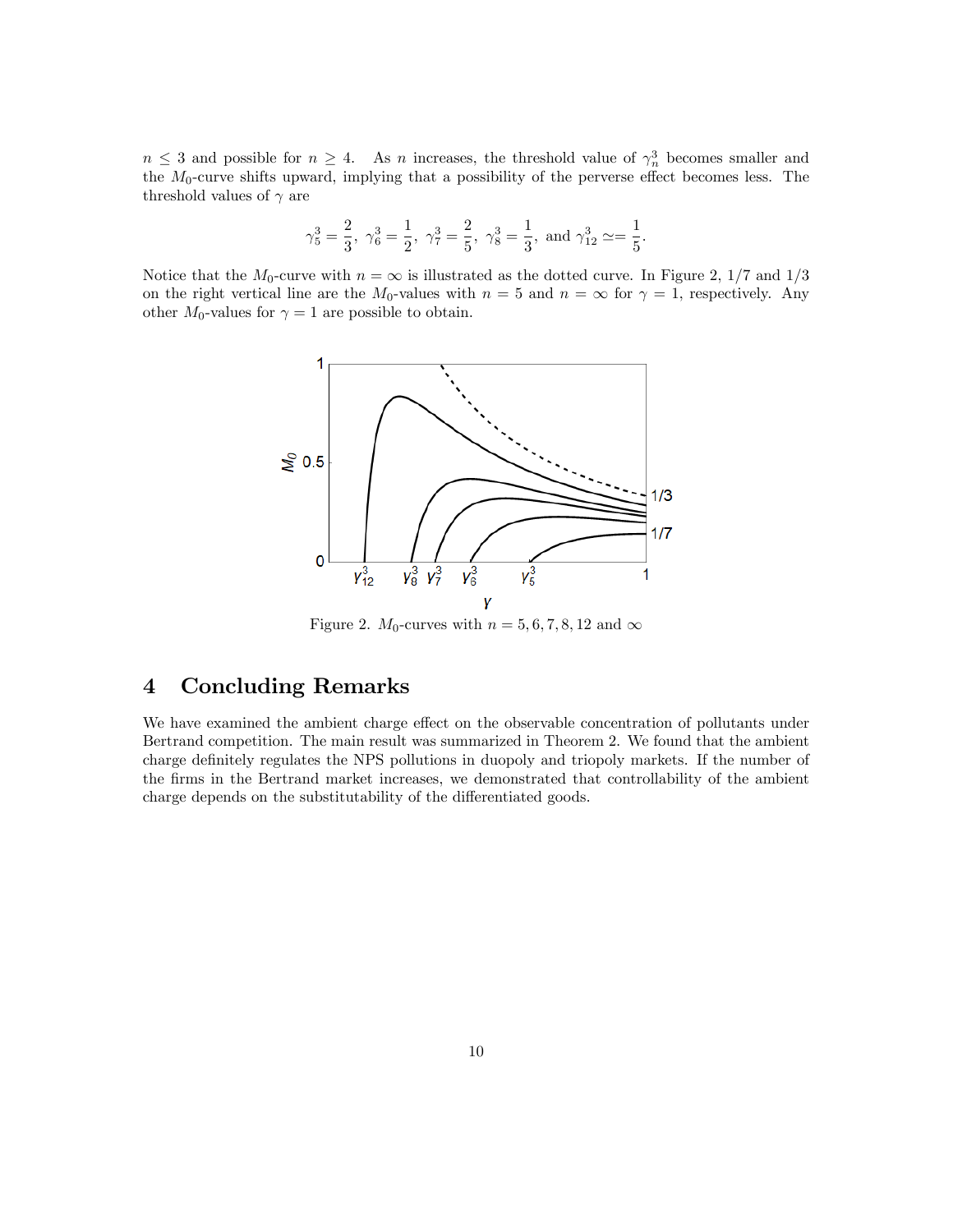$n \leq 3$ and possible for $n \geq 4$. As $n$ increases, the threshold value of $\gamma_n^3$ becomes smaller and the $M_0$-curve shifts upward, implying that a possibility of the perverse effect becomes less. The threshold values of $\gamma$ are

$$\gamma_5^3 = \frac{2}{3},\ \gamma_6^3 = \frac{1}{2},\ \gamma_7^3 = \frac{2}{5},\ \gamma_8^3 = \frac{1}{3},\ \text{and}\ \gamma_{12}^3 \simeq= \frac{1}{5}.$$

Notice that the $M_0$-curve with $n = \infty$ is illustrated as the dotted curve. In Figure 2, 1/7 and 1/3 on the right vertical line are the $M_0$-values with $n = 5$ and $n = \infty$ for $\gamma = 1$, respectively. Any other $M_0$-values for $\gamma = 1$ are possible to obtain.

Figure 2. $M_0$-curves with $n = 5, 6, 7, 8, 12$ and $\infty$

# 4 Concluding Remarks

We have examined the ambient charge effect on the observable concentration of pollutants under Bertrand competition. The main result was summarized in Theorem 2. We found that the ambient charge definitely regulates the NPS pollutions in duopoly and triopoly markets. If the number of the firms in the Bertrand market increases, we demonstrated that controllability of the ambient charge depends on the substitutability of the differentiated goods.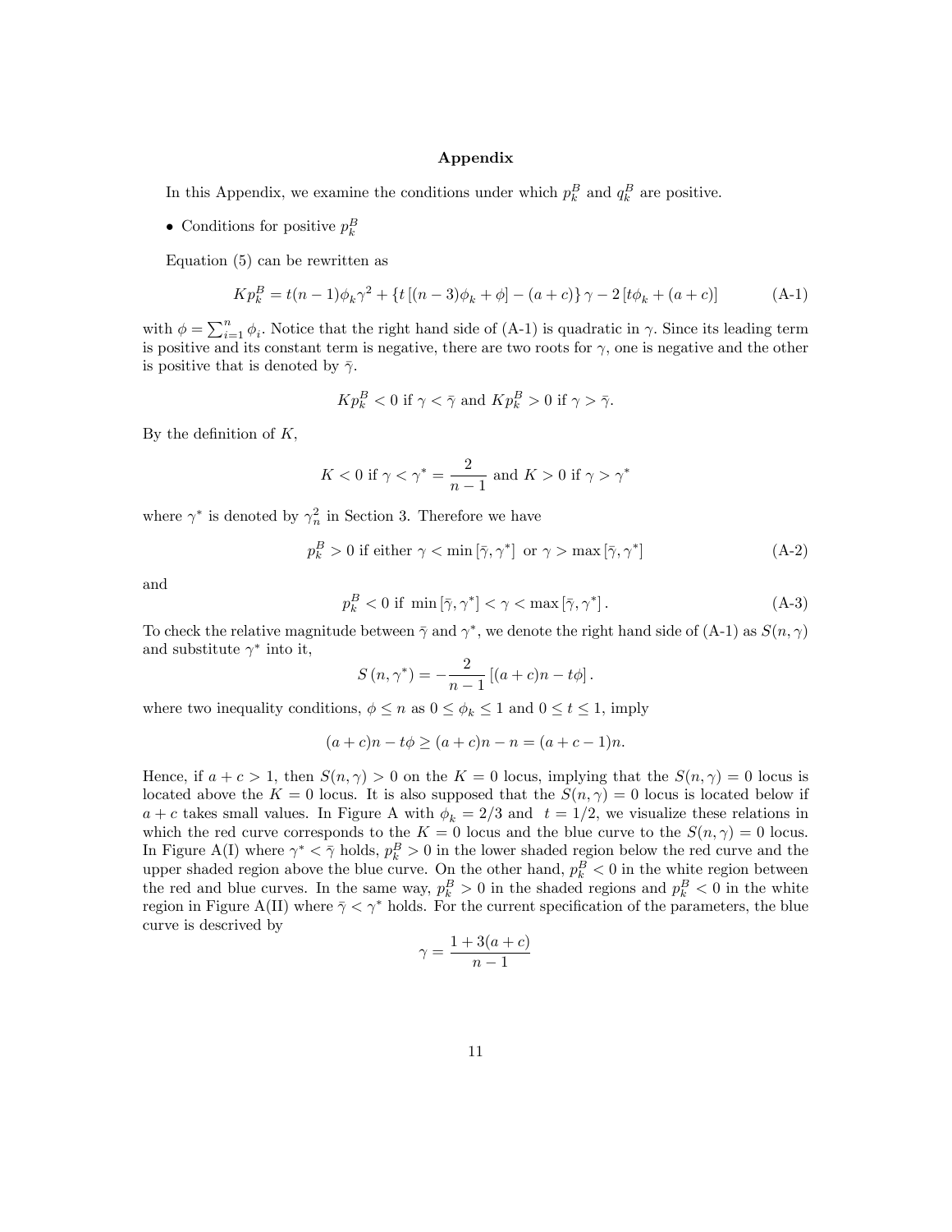# Appendix

In this Appendix, we examine the conditions under which $p_k^B$ and $q_k^B$ are positive.

- Conditions for positive $p_k^B$

Equation (5) can be rewritten as

$$Kp_k^B = t(n-1)\phi_k\gamma^2 + \{t[(n-3)\phi_k + \phi] - (a+c)\}\gamma - 2[t\phi_k + (a+c)] \tag{A-1}$$

with $\phi = \sum_{i=1}^n \phi_i$. Notice that the right hand side of (A-1) is quadratic in $\gamma$. Since its leading term is positive and its constant term is negative, there are two roots for $\gamma$, one is negative and the other is positive that is denoted by $\bar{\gamma}$.

$$Kp_k^B < 0 \text{ if } \gamma < \bar{\gamma} \text{ and } Kp_k^B > 0 \text{ if } \gamma > \bar{\gamma}.$$

By the definition of $K$,

$$K < 0 \text{ if } \gamma < \gamma^* = \frac{2}{n-1} \text{ and } K > 0 \text{ if } \gamma > \gamma^*$$

where $\gamma^*$ is denoted by $\gamma_n^2$ in Section 3. Therefore we have

$$p_k^B > 0 \text{ if either } \gamma < \min[\bar{\gamma}, \gamma^*] \text{ or } \gamma > \max[\bar{\gamma}, \gamma^*] \tag{A-2}$$

and

$$p_k^B < 0 \text{ if } \min[\bar{\gamma}, \gamma^*] < \gamma < \max[\bar{\gamma}, \gamma^*]. \tag{A-3}$$

To check the relative magnitude between $\bar{\gamma}$ and $\gamma^*$, we denote the right hand side of (A-1) as $S(n,\gamma)$ and substitute $\gamma^*$ into it,

$$S(n, \gamma^*) = -\frac{2}{n-1}[(a+c)n - t\phi].$$

where two inequality conditions, $\phi \leq n$ as $0 \leq \phi_k \leq 1$ and $0 \leq t \leq 1$, imply

$$(a+c)n - t\phi \geq (a+c)n - n = (a+c-1)n.$$

Hence, if $a+c > 1$, then $S(n,\gamma) > 0$ on the $K = 0$ locus, implying that the $S(n,\gamma) = 0$ locus is located above the $K = 0$ locus. It is also supposed that the $S(n,\gamma) = 0$ locus is located below if $a+c$ takes small values. In Figure A with $\phi_k = 2/3$ and $t = 1/2$, we visualize these relations in which the red curve corresponds to the $K = 0$ locus and the blue curve to the $S(n,\gamma) = 0$ locus. In Figure A(I) where $\gamma^* < \bar{\gamma}$ holds, $p_k^B > 0$ in the lower shaded region below the red curve and the upper shaded region above the blue curve. On the other hand, $p_k^B < 0$ in the white region between the red and blue curves. In the same way, $p_k^B > 0$ in the shaded regions and $p_k^B < 0$ in the white region in Figure A(II) where $\bar{\gamma} < \gamma^*$ holds. For the current specification of the parameters, the blue curve is descrived by

$$\gamma = \frac{1 + 3(a+c)}{n-1}$$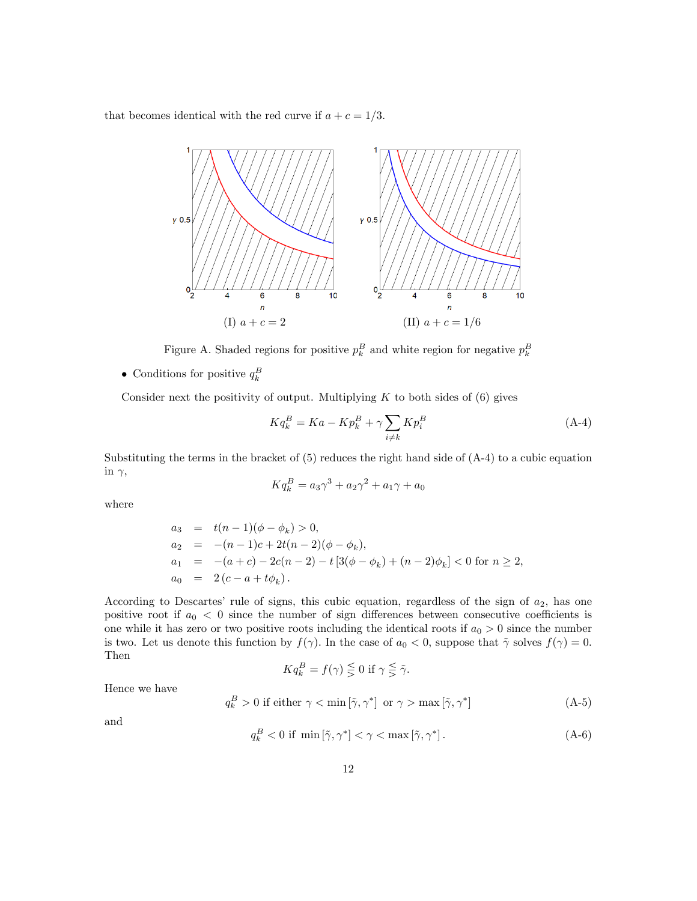that becomes identical with the red curve if $a + c = 1/3$.

(I) $a + c = 2$

(II) $a + c = 1/6$

Figure A. Shaded regions for positive $p_k^B$ and white region for negative $p_k^B$

- Conditions for positive $q_k^B$

Consider next the positivity of output. Multiplying $K$ to both sides of (6) gives

$$Kq_k^B = Ka - Kp_k^B + \gamma \sum_{i \neq k} Kp_i^B \tag{A-4}$$

Substituting the terms in the bracket of (5) reduces the right hand side of (A-4) to a cubic equation in $\gamma$,

$$Kq_k^B = a_3\gamma^3 + a_2\gamma^2 + a_1\gamma + a_0$$

where

$$\begin{aligned}
a_3 &= t(n-1)(\phi - \phi_k) > 0, \\
a_2 &= -(n-1)c + 2t(n-2)(\phi - \phi_k), \\
a_1 &= -(a+c) - 2c(n-2) - t\left[3(\phi - \phi_k) + (n-2)\phi_k\right] < 0 \text{ for } n \geq 2, \\
a_0 &= 2\left(c - a + t\phi_k\right).
\end{aligned}$$

According to Descartes' rule of signs, this cubic equation, regardless of the sign of $a_2$, has one positive root if $a_0 < 0$ since the number of sign differences between consecutive coefficients is one while it has zero or two positive roots including the identical roots if $a_0 > 0$ since the number is two. Let us denote this function by $f(\gamma)$. In the case of $a_0 < 0$, suppose that $\tilde{\gamma}$ solves $f(\gamma) = 0$. Then

$$Kq_k^B = f(\gamma) \lesseqgtr 0 \text{ if } \gamma \lesseqgtr \tilde{\gamma}.$$

Hence we have

$$q_k^B > 0 \text{ if either } \gamma < \min\left[\tilde{\gamma}, \gamma^*\right] \text{ or } \gamma > \max\left[\tilde{\gamma}, \gamma^*\right] \tag{A-5}$$

and

$$q_k^B < 0 \text{ if } \min\left[\tilde{\gamma}, \gamma^*\right] < \gamma < \max\left[\tilde{\gamma}, \gamma^*\right]. \tag{A-6}$$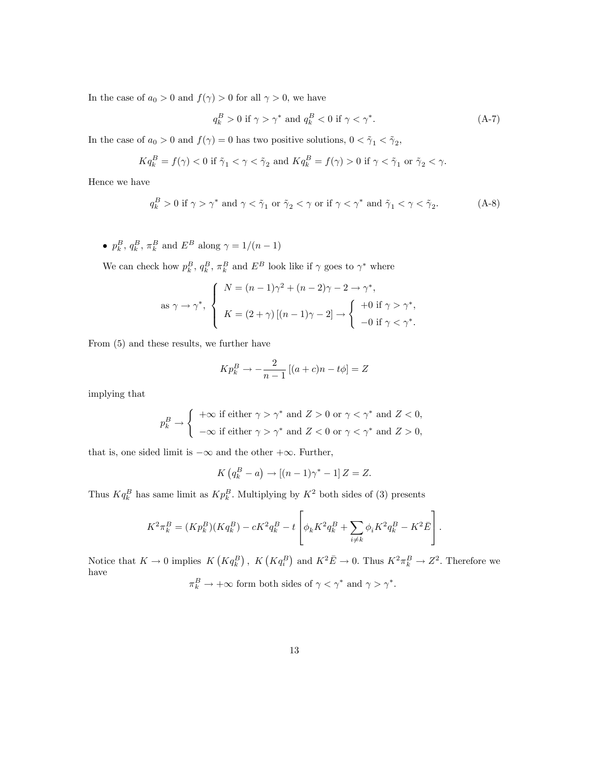In the case of $a_0 > 0$ and $f(\gamma) > 0$ for all $\gamma > 0$, we have

$$q_k^B > 0 \text{ if } \gamma > \gamma^* \text{ and } q_k^B < 0 \text{ if } \gamma < \gamma^*. \tag{A-7}$$

In the case of $a_0 > 0$ and $f(\gamma) = 0$ has two positive solutions, $0 < \tilde{\gamma}_1 < \tilde{\gamma}_2$,

$$Kq_k^B = f(\gamma) < 0 \text{ if } \tilde{\gamma}_1 < \gamma < \tilde{\gamma}_2 \text{ and } Kq_k^B = f(\gamma) > 0 \text{ if } \gamma < \tilde{\gamma}_1 \text{ or } \tilde{\gamma}_2 < \gamma.$$

Hence we have

$$q_k^B > 0 \text{ if } \gamma > \gamma^* \text{ and } \gamma < \tilde{\gamma}_1 \text{ or } \tilde{\gamma}_2 < \gamma \text{ or if } \gamma < \gamma^* \text{ and } \tilde{\gamma}_1 < \gamma < \tilde{\gamma}_2. \tag{A-8}$$

- $p_k^B$, $q_k^B$, $\pi_k^B$ and $E^B$ along $\gamma = 1/(n-1)$

  We can check how $p_k^B$, $q_k^B$, $\pi_k^B$ and $E^B$ look like if $\gamma$ goes to $\gamma^*$ where

$$\text{as } \gamma \to \gamma^*, \begin{cases} N = (n-1)\gamma^2 + (n-2)\gamma - 2 \to \gamma^*, \\ K = (2+\gamma)\left[(n-1)\gamma - 2\right] \to \begin{cases} +0 \text{ if } \gamma > \gamma^*, \\ -0 \text{ if } \gamma < \gamma^*. \end{cases} \end{cases}$$

From (5) and these results, we further have

$$Kp_k^B \to -\frac{2}{n-1}\left[(a+c)n - t\phi\right] = Z$$

implying that

$$p_k^B \to \begin{cases} +\infty \text{ if either } \gamma > \gamma^* \text{ and } Z > 0 \text{ or } \gamma < \gamma^* \text{ and } Z < 0, \\ -\infty \text{ if either } \gamma > \gamma^* \text{ and } Z < 0 \text{ or } \gamma < \gamma^* \text{ and } Z > 0, \end{cases}$$

that is, one sided limit is $-\infty$ and the other $+\infty$. Further,

$$K\left(q_k^B - a\right) \to \left[(n-1)\gamma^* - 1\right] Z = Z.$$

Thus $Kq_k^B$ has same limit as $Kp_k^B$. Multiplying by $K^2$ both sides of (3) presents

$$K^2\pi_k^B = (Kp_k^B)(Kq_k^B) - cK^2q_k^B - t\left[\phi_k K^2 q_k^B + \sum_{i \neq k} \phi_i K^2 q_k^B - K^2\bar{E}\right].$$

Notice that $K \to 0$ implies $K\left(Kq_k^B\right)$, $K\left(Kq_i^B\right)$ and $K^2\bar{E} \to 0$. Thus $K^2\pi_k^B \to Z^2$. Therefore we have

$$\pi_k^B \to +\infty \text{ form both sides of } \gamma < \gamma^* \text{ and } \gamma > \gamma^*.$$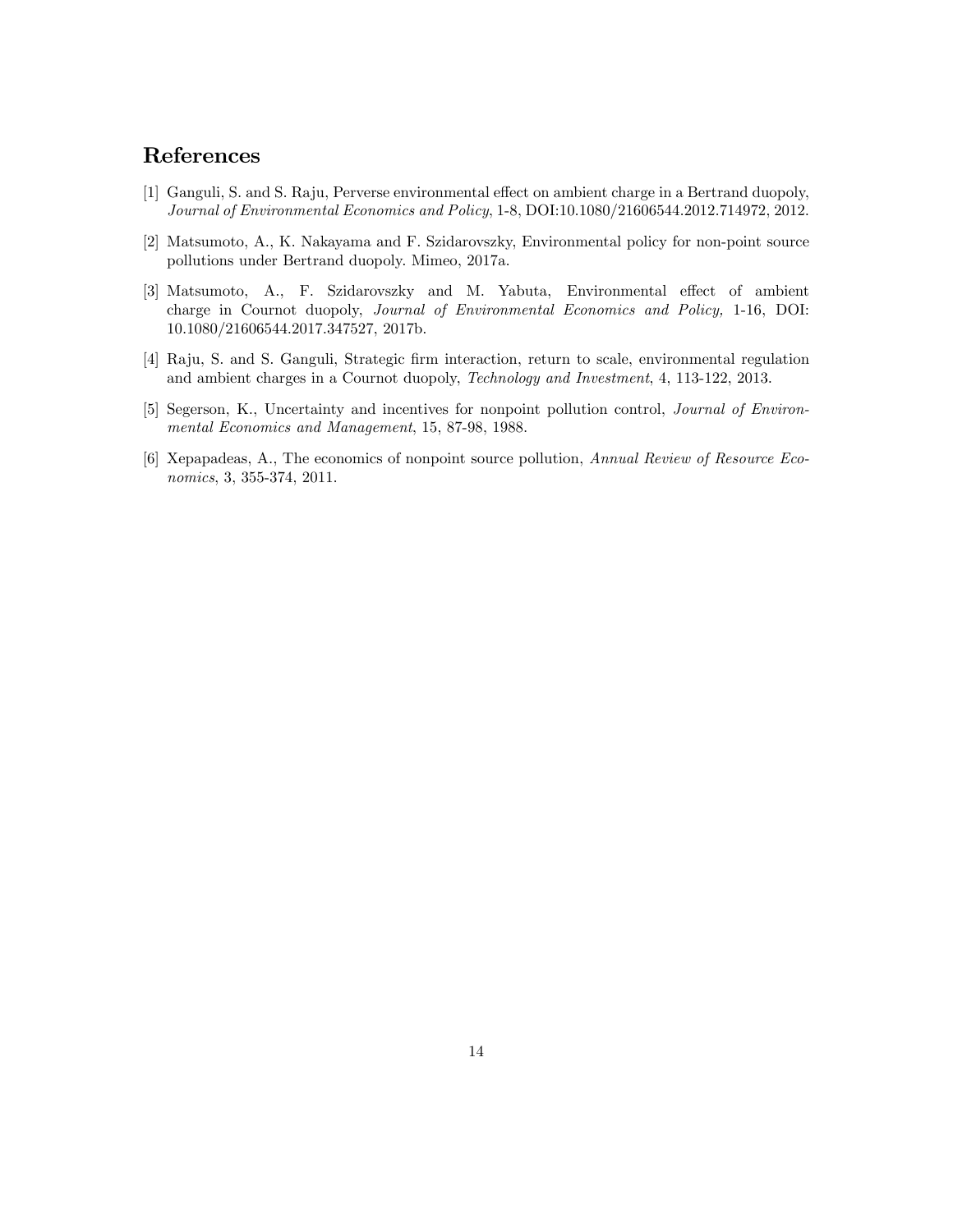# References

[1] Ganguli, S. and S. Raju, Perverse environmental effect on ambient charge in a Bertrand duopoly, *Journal of Environmental Economics and Policy*, 1-8, DOI:10.1080/21606544.2012.714972, 2012.

[2] Matsumoto, A., K. Nakayama and F. Szidarovszky, Environmental policy for non-point source pollutions under Bertrand duopoly. Mimeo, 2017a.

[3] Matsumoto, A., F. Szidarovszky and M. Yabuta, Environmental effect of ambient charge in Cournot duopoly, *Journal of Environmental Economics and Policy,* 1-16, DOI: 10.1080/21606544.2017.347527, 2017b.

[4] Raju, S. and S. Ganguli, Strategic firm interaction, return to scale, environmental regulation and ambient charges in a Cournot duopoly, *Technology and Investment*, 4, 113-122, 2013.

[5] Segerson, K., Uncertainty and incentives for nonpoint pollution control, *Journal of Environmental Economics and Management*, 15, 87-98, 1988.

[6] Xepapadeas, A., The economics of nonpoint source pollution, *Annual Review of Resource Economics*, 3, 355-374, 2011.